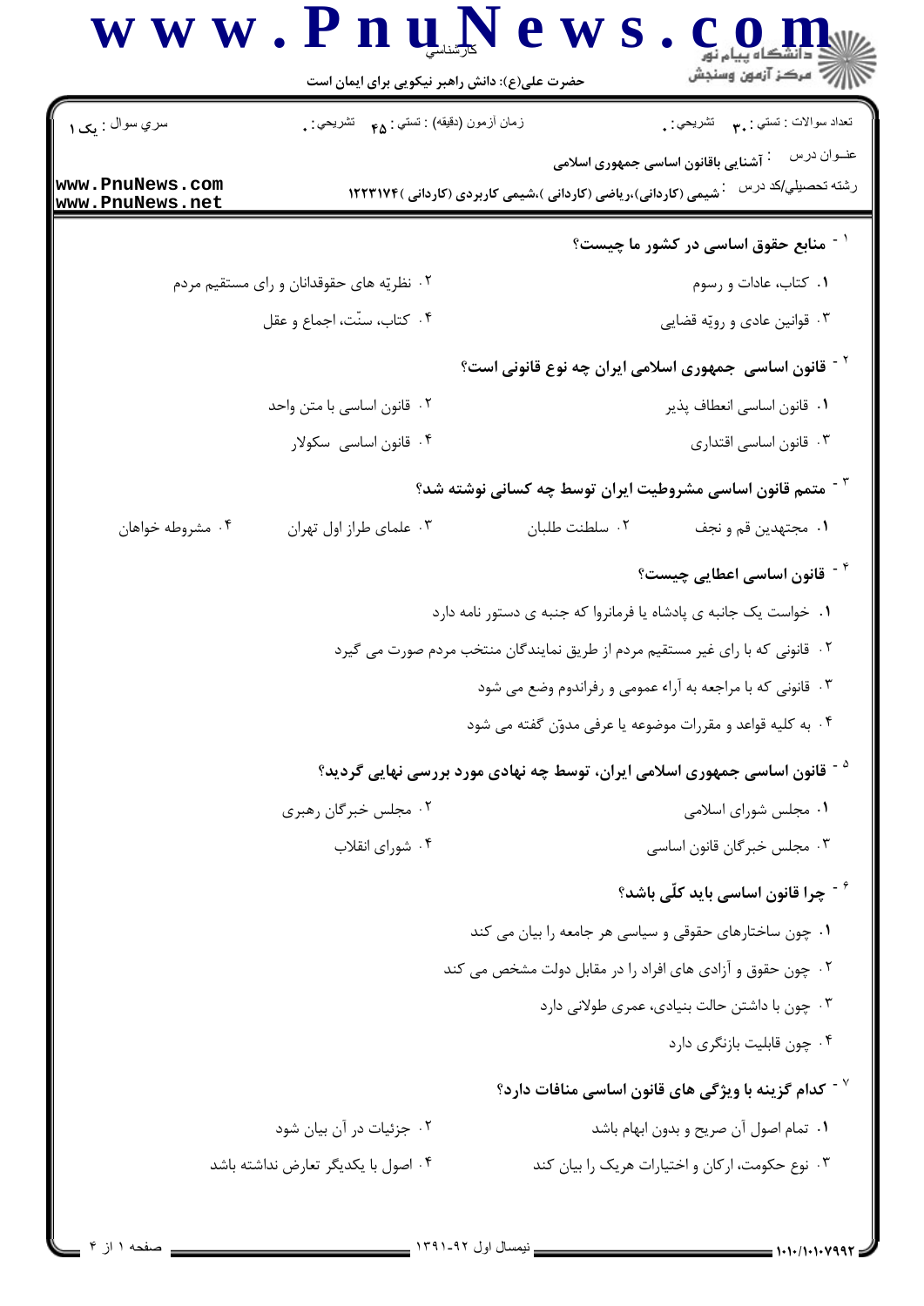سري سوال : یک ۱

زمان آزمون (دقیقه) : تستی : ۴۵ تشریحی : ۰

تعداد سوالات : تستی : ۳۰ تشریحی : ۰

عنوان درس : آشنایی باقانون اساسی جمهوری اسلامی

رشته تحصیلی/کد درس : شیمی (کاردانی)،ریاضی (کاردانی )،شیمی کاربردی (کاردانی )۱۲۲۳۱۷۴

۱- منابع حقوق اساسی در کشور ما چیست؟

۱. کتاب، عادات و رسوم

۲. نظریّه های حقوقدانان و رای مستقیم مردم

۳. قوانین عادی و رویّه قضایی

۴. کتاب، سنّت، اجماع و عقل

۲- قانون اساسی جمهوری اسلامی ایران چه نوع قانونی است؟

۱. قانون اساسی انعطاف پذیر

۲. قانون اساسی با متن واحد

۳. قانون اساسی اقتداری

۴. قانون اساسی سکولار

۳- متمم قانون اساسی مشروطیت ایران توسط چه کسانی نوشته شد؟

۱. مجتهدین قم و نجف

۲. سلطنت طلبان

۳. علمای طراز اول تهران

۴. مشروطه خواهان

۴- قانون اساسی اعطایی چیست؟

۱. خواست یک جانبه ی پادشاه یا فرمانروا که جنبه ی دستور نامه دارد

۲. قانونی که با رای غیر مستقیم مردم از طریق نمایندگان منتخب مردم صورت می گیرد

۳. قانونی که با مراجعه به آراء عمومی و رفراندوم وضع می شود

۴. به کلیه قواعد و مقررات موضوعه یا عرفی مدوّن گفته می شود

۵- قانون اساسی جمهوری اسلامی ایران، توسط چه نهادی مورد بررسی نهایی گردید؟

۱. مجلس شورای اسلامی

۲. مجلس خبرگان رهبری

۳. مجلس خبرگان قانون اساسی

۴. شورای انقلاب

۶- چرا قانون اساسی باید کلّی باشد؟

۱. چون ساختارهای حقوقی و سیاسی هر جامعه را بیان می کند

۲. چون حقوق و آزادی های افراد را در مقابل دولت مشخص می کند

۳. چون با داشتن حالت بنیادی، عمری طولانی دارد

۴. چون قابلیت بازنگری دارد

۷- کدام گزینه با ویژگی های قانون اساسی منافات دارد؟

۱. تمام اصول آن صریح و بدون ابهام باشد

۲. جزئیات در آن بیان شود

۳. نوع حکومت، ارکان و اختیارات هریک را بیان کند

۴. اصول با یکدیگر تعارض نداشته باشد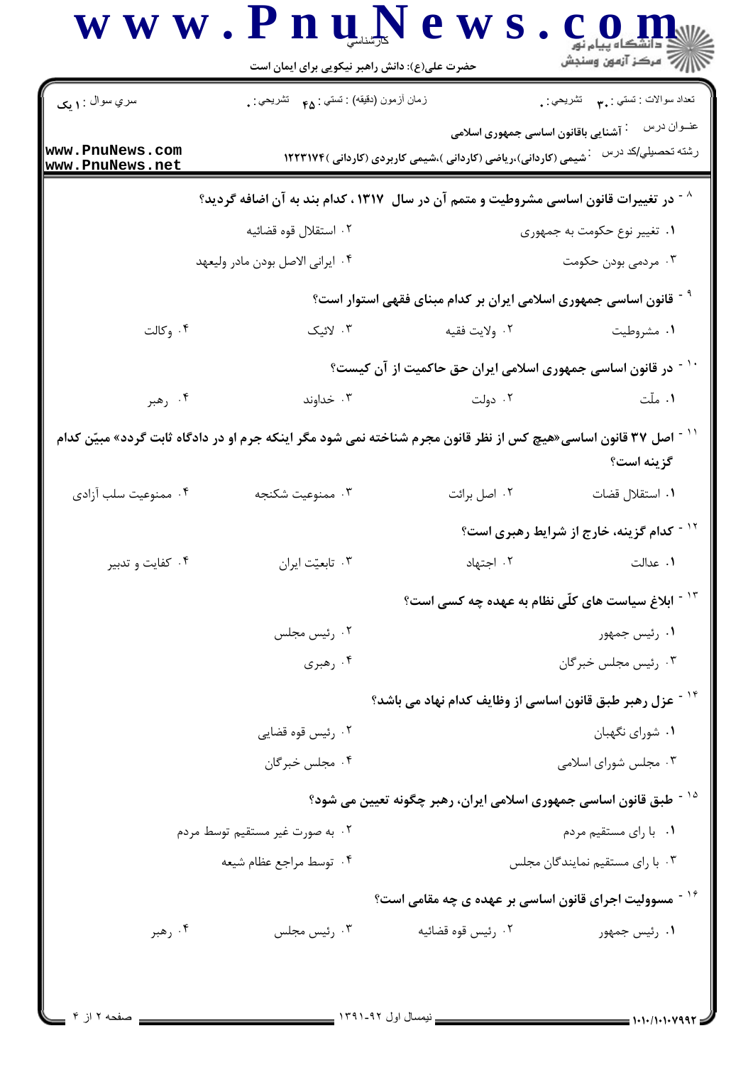سري سوال : ۱ یک

زمان آزمون (دقیقه) : تستی : ۴۵ تشریحی : ۰

تعداد سوالات : تستی : ۳۰ تشریحی : ۰

عنوان درس : آشنایی باقانون اساسی جمهوری اسلامی

رشته تحصیلی/کد درس : شیمی (کاردانی)،ریاضی (کاردانی )،شیمی کاربردی (کاردانی )۱۲۲۳۱۷۴

۸ - در تغییرات قانون اساسی مشروطیت و متمم آن در سال ۱۳۱۷ ، کدام بند به آن اضافه گردید؟

۱. تغییر نوع حکومت به جمهوری
۲. استقلال قوه قضائیه
۳. مردمی بودن حکومت
۴. ایرانی الاصل بودن مادر ولیعهد

۹ - قانون اساسی جمهوری اسلامی ایران بر کدام مبنای فقهی استوار است؟

۱. مشروطیت
۲. ولایت فقیه
۳. لائیک
۴. وکالت

۱۰ - در قانون اساسی جمهوری اسلامی ایران حق حاکمیت از آن کیست؟

۱. ملّت
۲. دولت
۳. خداوند
۴. رهبر

۱۱ - اصل ۳۷ قانون اساسی«هیچ کس از نظر قانون مجرم شناخته نمی شود مگر اینکه جرم او در دادگاه ثابت گردد» مبیّن کدام گزینه است؟

۱. استقلال قضات
۲. اصل برائت
۳. ممنوعیت شکنجه
۴. ممنوعیت سلب آزادی

۱۲ - کدام گزینه، خارج از شرایط رهبری است؟

۱. عدالت
۲. اجتهاد
۳. تابعیّت ایران
۴. کفایت و تدبیر

۱۳ - ابلاغ سیاست های کلّی نظام به عهده چه کسی است؟

۱. رئیس جمهور
۲. رئیس مجلس
۳. رئیس مجلس خبرگان
۴. رهبری

۱۴ - عزل رهبر طبق قانون اساسی از وظایف کدام نهاد می باشد؟

۱. شورای نگهبان
۲. رئیس قوه قضایی
۳. مجلس شورای اسلامی
۴. مجلس خبرگان

۱۵ - طبق قانون اساسی جمهوری اسلامی ایران، رهبر چگونه تعیین می شود؟

۱. با رای مستقیم مردم
۲. به صورت غیر مستقیم توسط مردم
۳. با رای مستقیم نمایندگان مجلس
۴. توسط مراجع عظام شیعه

۱۶ - مسوولیت اجرای قانون اساسی بر عهده ی چه مقامی است؟

۱. رئیس جمهور
۲. رئیس قوه قضائیه
۳. رئیس مجلس
۴. رهبر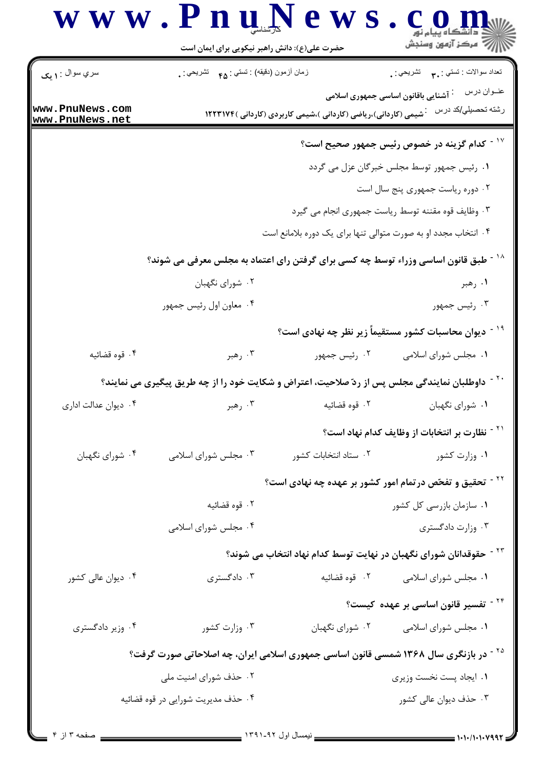سري سوال : ۱ يک

زمان آزمون (دقيقه) : تستي : ۴۵ تشريحي : ۰

تعداد سوالات : تستي : ۳۰ تشريحي : ۰

عنوان درس : آشنایی باقانون اساسی جمهوری اسلامی

رشته تحصيلي/کد درس : شیمی (کاردانی)،ریاضی (کاردانی )،شیمی کاربردی (کاردانی )۱۲۲۳۱۷۴

۱۷ - کدام گزینه در خصوص رئیس جمهور صحیح است؟

۱. رئیس جمهور توسط مجلس خبرگان عزل می گردد

۲. دوره ریاست جمهوری پنج سال است

۳. وظایف قوه مقننه توسط ریاست جمهوری انجام می گیرد

۴. انتخاب مجدد او به صورت متوالی تنها برای یک دوره بلامانع است

۱۸ - طبق قانون اساسی وزراء توسط چه کسی برای گرفتن رای اعتماد به مجلس معرفی می شوند؟

۱. رهبر

۲. شورای نگهبان

۳. رئیس جمهور

۴. معاون اول رئیس جمهور

۱۹ - دیوان محاسبات کشور مستقیماً زیر نظر چه نهادی است؟

۱. مجلس شورای اسلامی

۲. رئیس جمهور

۳. رهبر

۴. قوه قضائیه

۲۰ - داوطلبان نمایندگی مجلس پس از ردّ صلاحیت، اعتراض و شکایت خود را از چه طریق پیگیری می نمایند؟

۱. شورای نگهبان

۲. قوه قضائیه

۳. رهبر

۴. دیوان عدالت اداری

۲۱ - نظارت بر انتخابات از وظایف کدام نهاد است؟

۱. وزارت کشور

۲. ستاد انتخابات کشور

۳. مجلس شورای اسلامی

۴. شورای نگهبان

۲۲ - تحقیق و تفحّص درتمام امور کشور بر عهده چه نهادی است؟

۱. سازمان بازرسی کل کشور

۲. قوه قضائیه

۳. وزارت دادگستری

۴. مجلس شورای اسلامی

۲۳ - حقوقدانان شورای نگهبان در نهایت توسط کدام نهاد انتخاب می شوند؟

۱. مجلس شورای اسلامی

۲. قوه قضائیه

۳. دادگستری

۴. دیوان عالی کشور

۲۴ - تفسیر قانون اساسی بر عهده کیست؟

۱. مجلس شورای اسلامی

۲. شورای نگهبان

۳. وزارت کشور

۴. وزیر دادگستری

۲۵ - در بازنگری سال ۱۳۶۸ شمسی قانون اساسی جمهوری اسلامی ایران، چه اصلاحاتی صورت گرفت؟

۱. ایجاد پست نخست وزیری

۲. حذف شورای امنیت ملی

۳. حذف دیوان عالی کشور

۴. حذف مدیریت شورایی در قوه قضائیه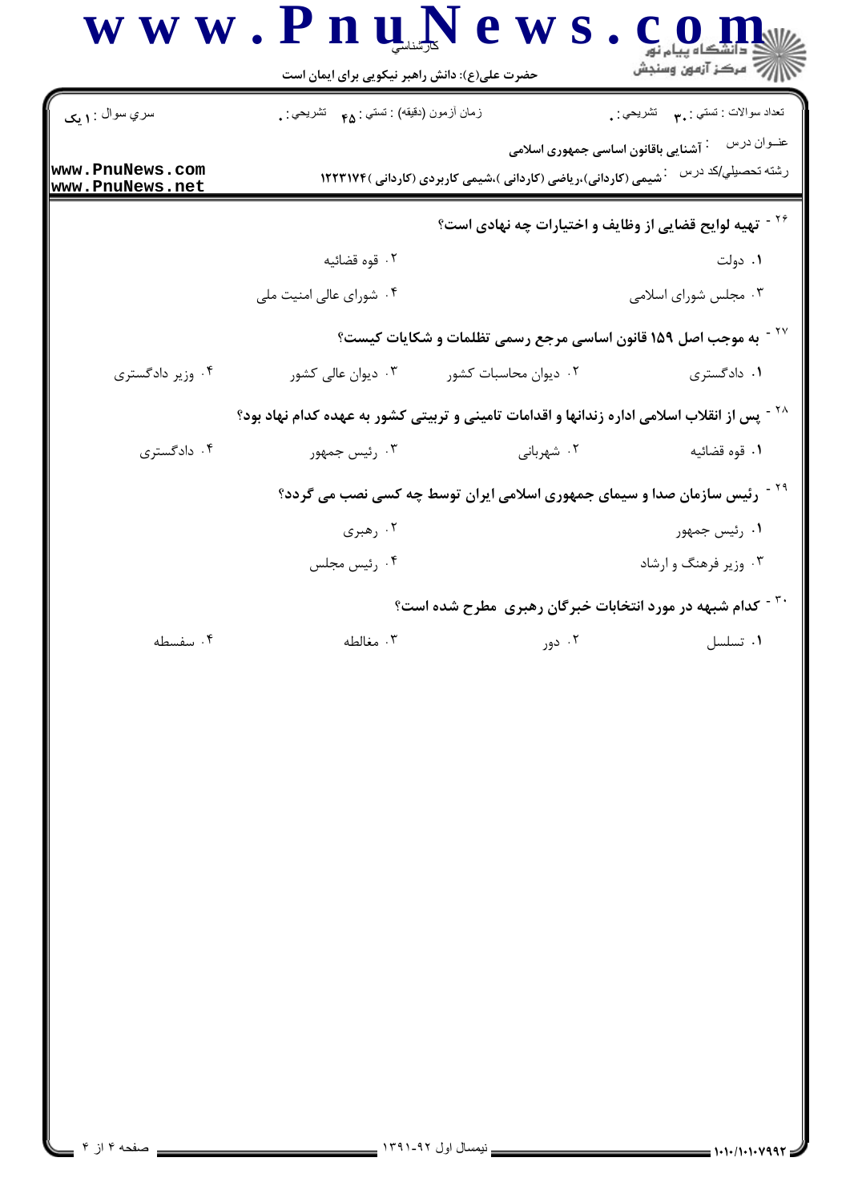۲۶ - **تهیه لوایح قضایی از وظایف و اختیارات چه نهادی است؟**

۱. دولت

۲. قوه قضائیه

۳. مجلس شورای اسلامی

۴. شورای عالی امنیت ملی

۲۷ - **به موجب اصل ۱۵۹ قانون اساسی مرجع رسمی تظلمات و شکایات کیست؟**

۱. دادگستری

۲. دیوان محاسبات کشور

۳. دیوان عالی کشور

۴. وزیر دادگستری

۲۸ - **پس از انقلاب اسلامی اداره زندانها و اقدامات تامینی و تربیتی کشور به عهده کدام نهاد بود؟**

۱. قوه قضائیه

۲. شهربانی

۳. رئیس جمهور

۴. دادگستری

۲۹ - **رئیس سازمان صدا و سیمای جمهوری اسلامی ایران توسط چه کسی نصب می گردد؟**

۱. رئیس جمهور

۲. رهبری

۳. وزیر فرهنگ و ارشاد

۴. رئیس مجلس

۳۰ - **کدام شبهه در مورد انتخابات خبرگان رهبری مطرح شده است؟**

۱. تسلسل

۲. دور

۳. مغالطه

۴. سفسطه